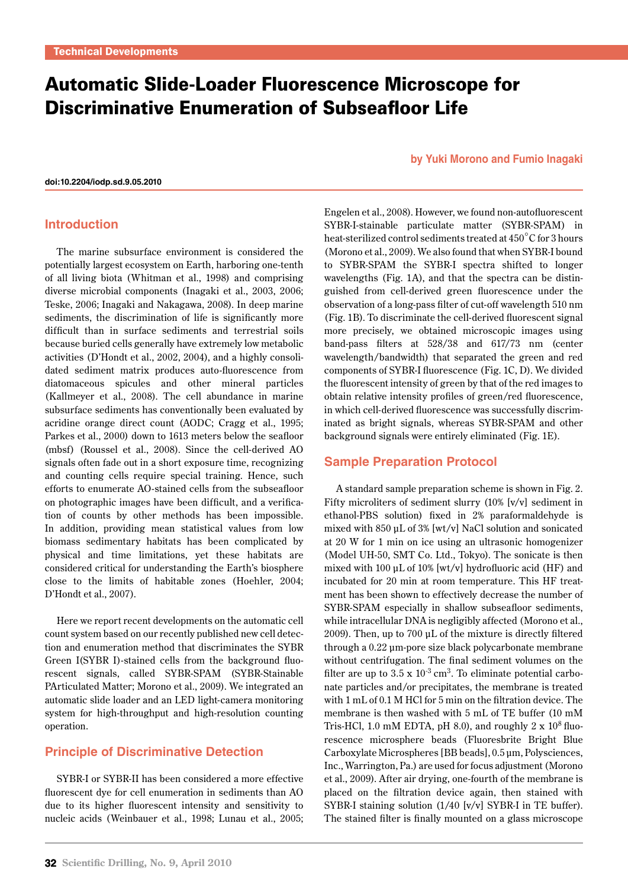Technical Developments

# Automatic Slide-Loader Fluorescence Microscope for Discriminative Enumeration of Subseafloor Life

**by Yuki Morono and Fumio Inagaki**

**doi:10.2204/iodp.sd.9.05.2010**

## Introduction

The marine subsurface environment is considered the potentially largest ecosystem on Earth, harboring one-tenth of all living biota (Whitman et al., 1998) and comprising diverse microbial components (Inagaki et al., 2003, 2006; Teske, 2006; Inagaki and Nakagawa, 2008). In deep marine sediments, the discrimination of life is significantly more difficult than in surface sediments and terrestrial soils because buried cells generally have extremely low metabolic activities (D'Hondt et al., 2002, 2004), and a highly consolidated sediment matrix produces auto-fluorescence from diatomaceous spicules and other mineral particles (Kallmeyer et al., 2008). The cell abundance in marine subsurface sediments has conventionally been evaluated by acridine orange direct count (AODC; Cragg et al., 1995; Parkes et al., 2000) down to 1613 meters below the seafloor (mbsf) (Roussel et al., 2008). Since the cell-derived AO signals often fade out in a short exposure time, recognizing and counting cells require special training. Hence, such efforts to enumerate AO-stained cells from the subseafloor on photographic images have been difficult, and a verification of counts by other methods has been impossible. In addition, providing mean statistical values from low biomass sedimentary habitats has been complicated by physical and time limitations, yet these habitats are considered critical for understanding the Earth's biosphere close to the limits of habitable zones (Hoehler, 2004; D'Hondt et al., 2007).

Here we report recent developments on the automatic cell count system based on our recently published new cell detection and enumeration method that discriminates the SYBR Green I(SYBR I)-stained cells from the background fluorescent signals, called SYBR-SPAM (SYBR-Stainable PArticulated Matter; Morono et al., 2009). We integrated an automatic slide loader and an LED light-camera monitoring system for high-throughput and high-resolution counting operation.

## Principle of Discriminative Detection

SYBR-I or SYBR-II has been considered a more effective fluorescent dye for cell enumeration in sediments than AO due to its higher fluorescent intensity and sensitivity to nucleic acids (Weinbauer et al., 1998; Lunau et al., 2005; Engelen et al., 2008). However, we found non-autofluorescent SYBR-I-stainable particulate matter (SYBR-SPAM) in heat-sterilized control sediments treated at 450°C for 3 hours (Morono et al., 2009). We also found that when SYBR-I bound to SYBR-SPAM the SYBR-I spectra shifted to longer wavelengths (Fig. 1A), and that the spectra can be distinguished from cell-derived green fluorescence under the observation of a long-pass filter of cut-off wavelength 510 nm (Fig. 1B). To discriminate the cell-derived fluorescent signal more precisely, we obtained microscopic images using band-pass filters at 528/38 and 617/73 nm (center wavelength/bandwidth) that separated the green and red components of SYBR-I fluorescence (Fig. 1C, D). We divided the fluorescent intensity of green by that of the red images to obtain relative intensity profiles of green/red fluorescence, in which cell-derived fluorescence was successfully discriminated as bright signals, whereas SYBR-SPAM and other background signals were entirely eliminated (Fig. 1E).

## Sample Preparation Protocol

A standard sample preparation scheme is shown in Fig. 2. Fifty microliters of sediment slurry (10% [v/v] sediment in ethanol-PBS solution) fixed in 2% paraformaldehyde is mixed with 850 µL of 3% [wt/v] NaCl solution and sonicated at 20 W for 1 min on ice using an ultrasonic homogenizer (Model UH-50, SMT Co. Ltd., Tokyo). The sonicate is then mixed with 100 µL of 10% [wt/v] hydrofluoric acid (HF) and incubated for 20 min at room temperature. This HF treatment has been shown to effectively decrease the number of SYBR-SPAM especially in shallow subseafloor sediments, while intracellular DNA is negligibly affected (Morono et al., 2009). Then, up to 700 µL of the mixture is directly filtered through a 0.22 µm-pore size black polycarbonate membrane without centrifugation. The final sediment volumes on the filter are up to 3.5 x $10^{-3}$ $cm^3$. To eliminate potential carbonate particles and/or precipitates, the membrane is treated with 1 mL of 0.1 M HCl for 5 min on the filtration device. The membrane is then washed with 5 mL of TE buffer (10 mM Tris-HCl, 1.0 mM EDTA, pH 8.0), and roughly 2 x $10^8$ fluorescence microsphere beads (Fluoresbrite Bright Blue Carboxylate Microspheres [BB beads], 0.5 µm, Polysciences, Inc., Warrington, Pa.) are used for focus adjustment (Morono et al., 2009). After air drying, one-fourth of the membrane is placed on the filtration device again, then stained with SYBR-I staining solution (1/40 [v/v] SYBR-I in TE buffer). The stained filter is finally mounted on a glass microscope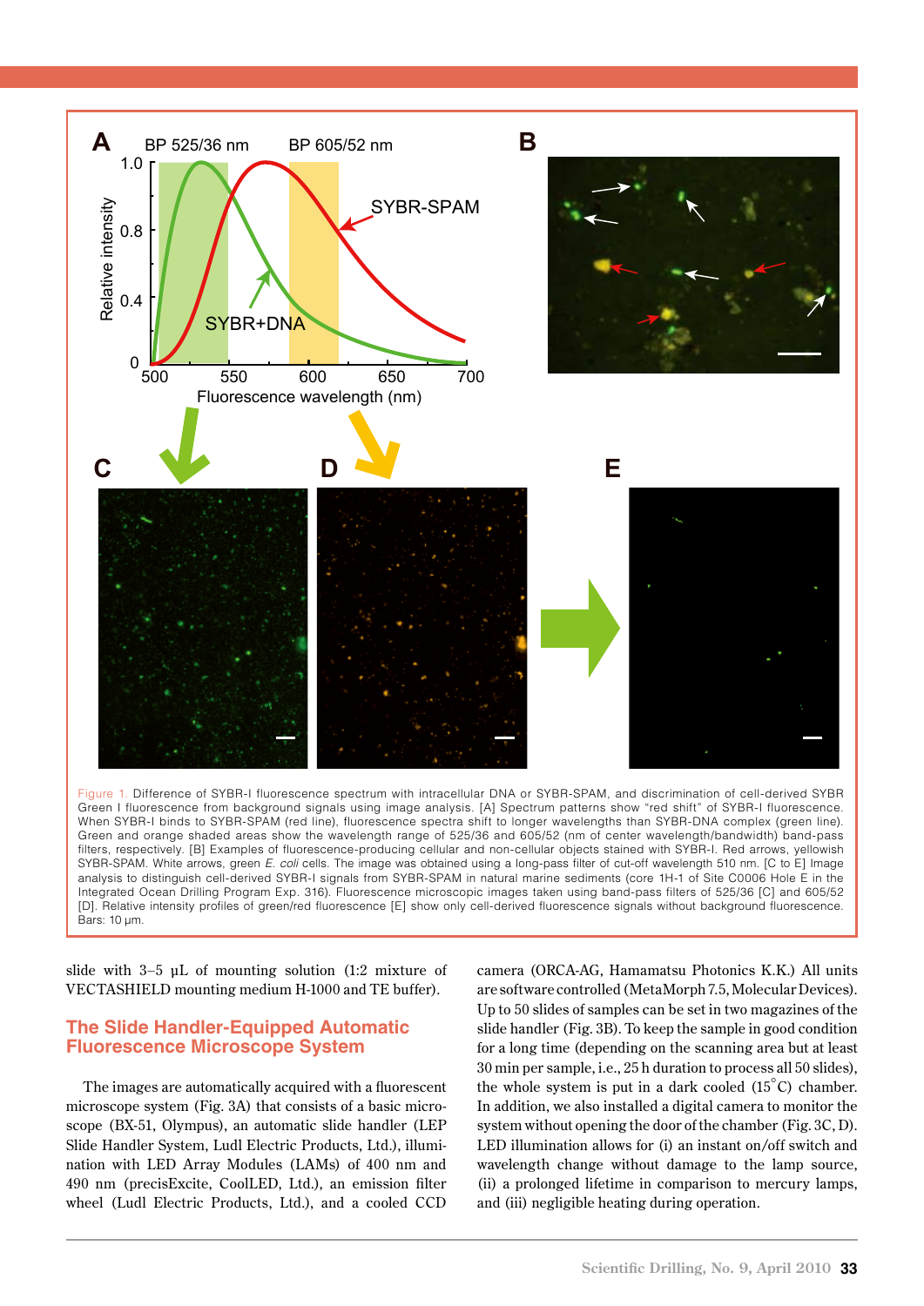Figure 1. Difference of SYBR-I fluorescence spectrum with intracellular DNA or SYBR-SPAM, and discrimination of cell-derived SYBR Green I fluorescence from background signals using image analysis. [A] Spectrum patterns show "red shift" of SYBR-I fluorescence. When SYBR-I binds to SYBR-SPAM (red line), fluorescence spectra shift to longer wavelengths than SYBR-DNA complex (green line). Green and orange shaded areas show the wavelength range of 525/36 and 605/52 (nm of center wavelength/bandwidth) band-pass filters, respectively. [B] Examples of fluorescence-producing cellular and non-cellular objects stained with SYBR-I. Red arrows, yellowish SYBR-SPAM. White arrows, green *E. coli* cells. The image was obtained using a long-pass filter of cut-off wavelength 510 nm. [C to E] Image analysis to distinguish cell-derived SYBR-I signals from SYBR-SPAM in natural marine sediments (core 1H-1 of Site C0006 Hole E in the Integrated Ocean Drilling Program Exp. 316). Fluorescence microscopic images taken using band-pass filters of 525/36 [C] and 605/52 [D]. Relative intensity profiles of green/red fluorescence [E] show only cell-derived fluorescence signals without background fluorescence. Bars: 10 μm.

slide with 3–5 μL of mounting solution (1:2 mixture of VECTASHIELD mounting medium H-1000 and TE buffer).

## The Slide Handler-Equipped Automatic Fluorescence Microscope System

The images are automatically acquired with a fluorescent microscope system (Fig. 3A) that consists of a basic microscope (BX-51, Olympus), an automatic slide handler (LEP Slide Handler System, Ludl Electric Products, Ltd.), illumination with LED Array Modules (LAMs) of 400 nm and 490 nm (precisExcite, CoolLED, Ltd.), an emission filter wheel (Ludl Electric Products, Ltd.), and a cooled CCD camera (ORCA-AG, Hamamatsu Photonics K.K.) All units are software controlled (MetaMorph 7.5, Molecular Devices). Up to 50 slides of samples can be set in two magazines of the slide handler (Fig. 3B). To keep the sample in good condition for a long time (depending on the scanning area but at least 30 min per sample, i.e., 25 h duration to process all 50 slides), the whole system is put in a dark cooled (15°C) chamber. In addition, we also installed a digital camera to monitor the system without opening the door of the chamber (Fig. 3C, D). LED illumination allows for (i) an instant on/off switch and wavelength change without damage to the lamp source, (ii) a prolonged lifetime in comparison to mercury lamps, and (iii) negligible heating during operation.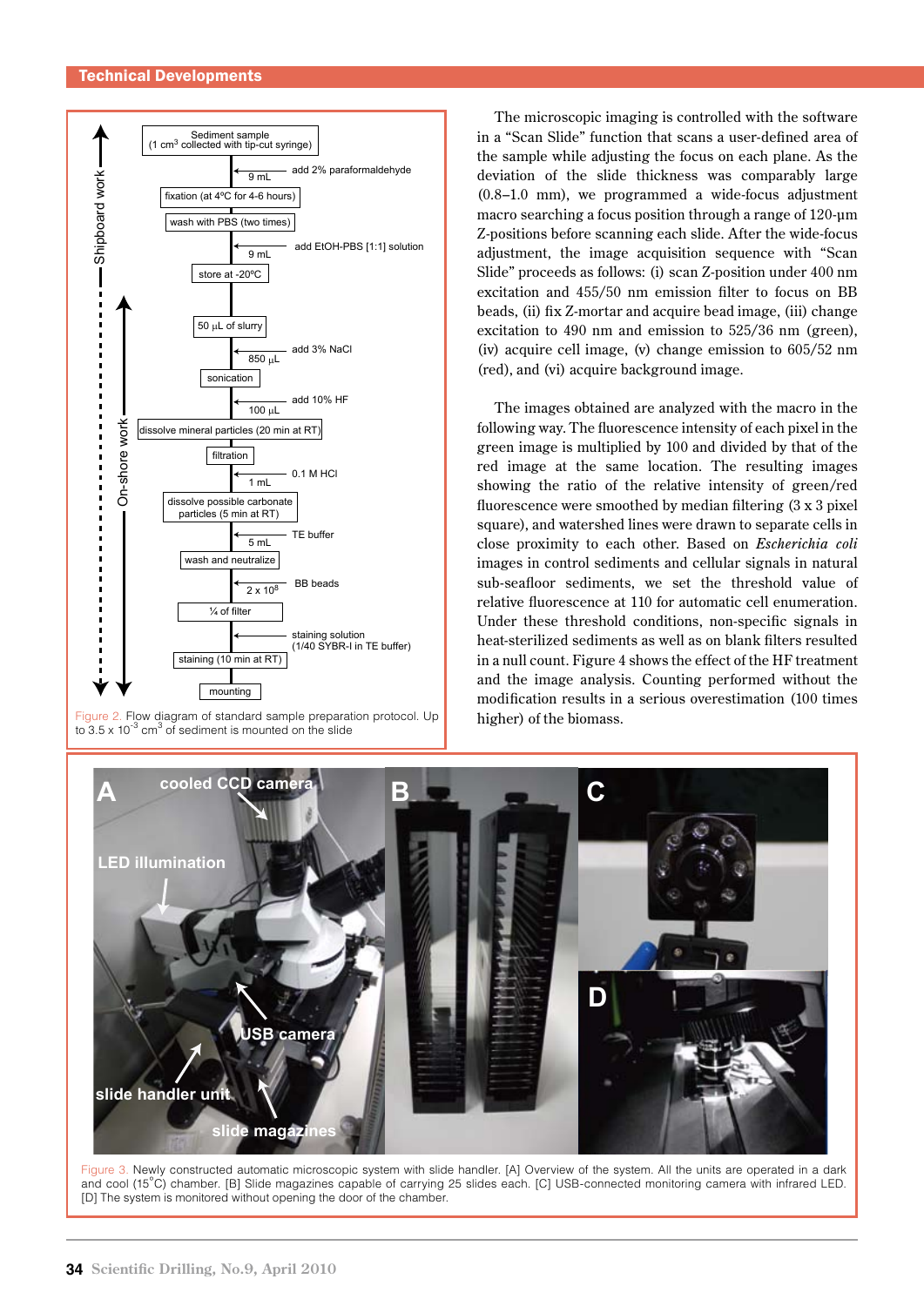Figure 2. Flow diagram of standard sample preparation protocol. Up to 3.5 x $10^{-3}$ $cm^3$ of sediment is mounted on the slide

The microscopic imaging is controlled with the software in a "Scan Slide" function that scans a user-defined area of the sample while adjusting the focus on each plane. As the deviation of the slide thickness was comparably large (0.8–1.0 mm), we programmed a wide-focus adjustment macro searching a focus position through a range of 120-μm Z-positions before scanning each slide. After the wide-focus adjustment, the image acquisition sequence with "Scan Slide" proceeds as follows: (i) scan Z-position under 400 nm excitation and 455/50 nm emission filter to focus on BB beads, (ii) fix Z-mortar and acquire bead image, (iii) change excitation to 490 nm and emission to 525/36 nm (green), (iv) acquire cell image, (v) change emission to 605/52 nm (red), and (vi) acquire background image.

The images obtained are analyzed with the macro in the following way. The fluorescence intensity of each pixel in the green image is multiplied by 100 and divided by that of the red image at the same location. The resulting images showing the ratio of the relative intensity of green/red fluorescence were smoothed by median filtering (3 x 3 pixel square), and watershed lines were drawn to separate cells in close proximity to each other. Based on *Escherichia coli* images in control sediments and cellular signals in natural sub-seafloor sediments, we set the threshold value of relative fluorescence at 110 for automatic cell enumeration. Under these threshold conditions, non-specific signals in heat-sterilized sediments as well as on blank filters resulted in a null count. Figure 4 shows the effect of the HF treatment and the image analysis. Counting performed without the modification results in a serious overestimation (100 times higher) of the biomass.

Figure 3. Newly constructed automatic microscopic system with slide handler. [A] Overview of the system. All the units are operated in a dark and cool (15°C) chamber. [B] Slide magazines capable of carrying 25 slides each. [C] USB-connected monitoring camera with infrared LED. [D] The system is monitored without opening the door of the chamber.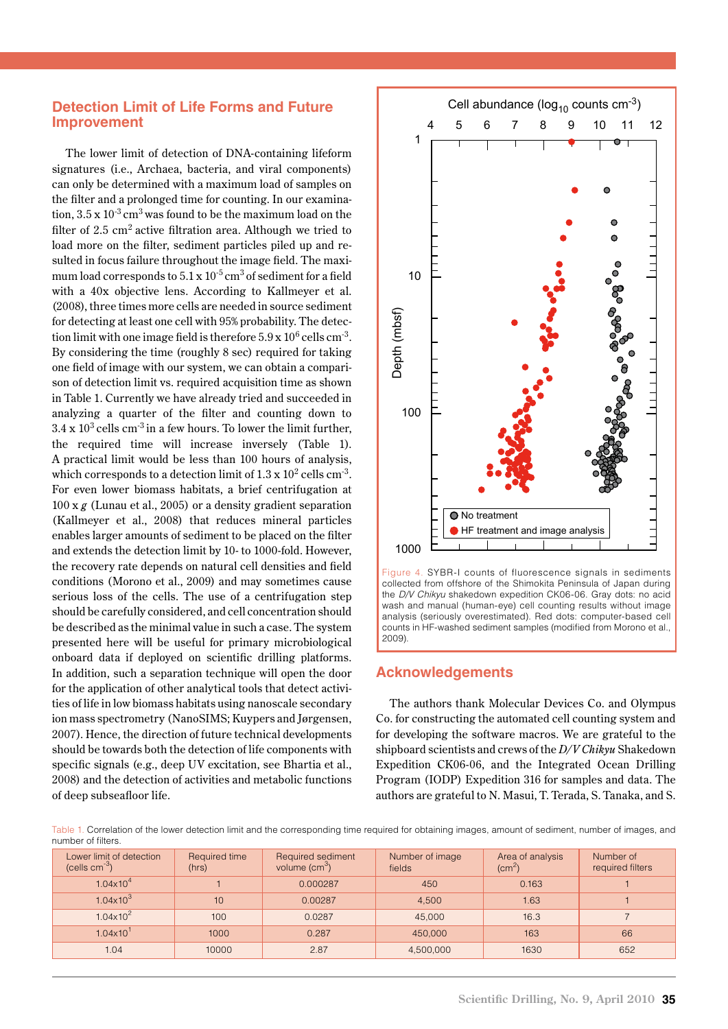## Detection Limit of Life Forms and Future Improvement

The lower limit of detection of DNA-containing lifeform signatures (i.e., Archaea, bacteria, and viral components) can only be determined with a maximum load of samples on the filter and a prolonged time for counting. In our examination, $3.5 \times 10^{-3}$ $cm^3$ was found to be the maximum load on the filter of 2.5 $cm^2$ active filtration area. Although we tried to load more on the filter, sediment particles piled up and resulted in focus failure throughout the image field. The maximum load corresponds to $5.1 \times 10^{-5}$ $cm^3$ of sediment for a field with a 40x objective lens. According to Kallmeyer et al. (2008), three times more cells are needed in source sediment for detecting at least one cell with 95% probability. The detection limit with one image field is therefore $5.9 \times 10^6$ cells $cm^{-3}$. By considering the time (roughly 8 sec) required for taking one field of image with our system, we can obtain a comparison of detection limit vs. required acquisition time as shown in Table 1. Currently we have already tried and succeeded in analyzing a quarter of the filter and counting down to $3.4 \times 10^3$ cells $cm^{-3}$ in a few hours. To lower the limit further, the required time will increase inversely (Table 1). A practical limit would be less than 100 hours of analysis, which corresponds to a detection limit of $1.3 \times 10^2$ cells $cm^{-3}$. For even lower biomass habitats, a brief centrifugation at 100 x *g* (Lunau et al., 2005) or a density gradient separation (Kallmeyer et al., 2008) that reduces mineral particles enables larger amounts of sediment to be placed on the filter and extends the detection limit by 10- to 1000-fold. However, the recovery rate depends on natural cell densities and field conditions (Morono et al., 2009) and may sometimes cause serious loss of the cells. The use of a centrifugation step should be carefully considered, and cell concentration should be described as the minimal value in such a case. The system presented here will be useful for primary microbiological onboard data if deployed on scientific drilling platforms. In addition, such a separation technique will open the door for the application of other analytical tools that detect activities of life in low biomass habitats using nanoscale secondary ion mass spectrometry (NanoSIMS; Kuypers and Jørgensen, 2007). Hence, the direction of future technical developments should be towards both the detection of life components with specific signals (e.g., deep UV excitation, see Bhartia et al., 2008) and the detection of activities and metabolic functions of deep subseafloor life.

Figure 4. SYBR-I counts of fluorescence signals in sediments collected from offshore of the Shimokita Peninsula of Japan during the *D/V Chikyu* shakedown expedition CK06-06. Gray dots: no acid wash and manual (human-eye) cell counting results without image analysis (seriously overestimated). Red dots: computer-based cell counts in HF-washed sediment samples (modified from Morono et al., 2009).

## Acknowledgements

The authors thank Molecular Devices Co. and Olympus Co. for constructing the automated cell counting system and for developing the software macros. We are grateful to the shipboard scientists and crews of the *D/V Chikyu* Shakedown Expedition CK06-06, and the Integrated Ocean Drilling Program (IODP) Expedition 316 for samples and data. The authors are grateful to N. Masui, T. Terada, S. Tanaka, and S.

Table 1. Correlation of the lower detection limit and the corresponding time required for obtaining images, amount of sediment, number of images, and number of filters.

| Lower limit of detection (cells $cm^{-3}$) | Required time (hrs) | Required sediment volume ($cm^3$) | Number of image fields | Area of analysis ($cm^2$) | Number of required filters |
|---|---|---|---|---|---|
| $1.04 \times 10^4$ | 1 | 0.000287 | 450 | 0.163 | 1 |
| $1.04 \times 10^3$ | 10 | 0.00287 | 4,500 | 1.63 | 1 |
| $1.04 \times 10^2$ | 100 | 0.0287 | 45,000 | 16.3 | 7 |
| $1.04 \times 10^1$ | 1000 | 0.287 | 450,000 | 163 | 66 |
| 1.04 | 10000 | 2.87 | 4,500,000 | 1630 | 652 |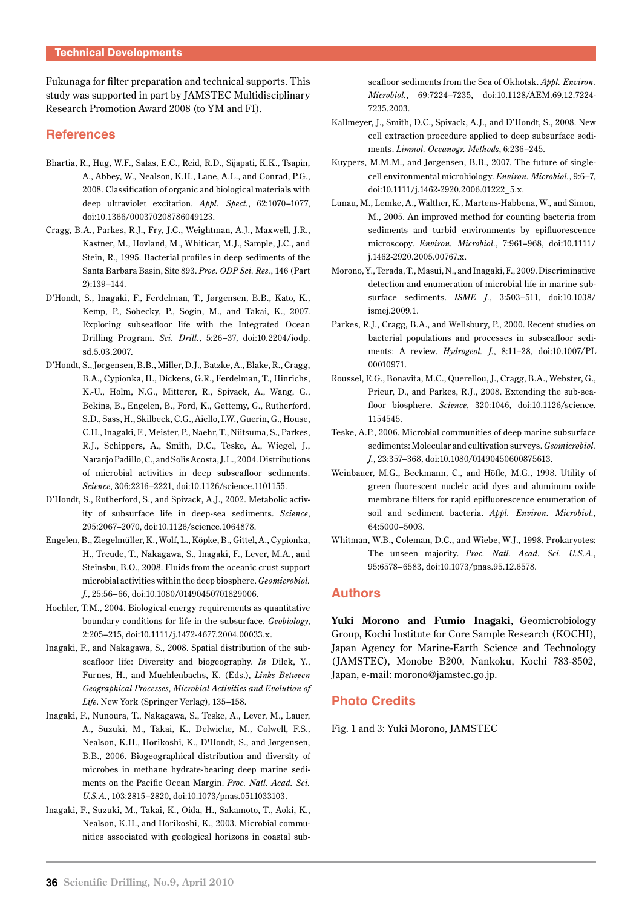Fukunaga for filter preparation and technical supports. This study was supported in part by JAMSTEC Multidisciplinary Research Promotion Award 2008 (to YM and FI).

## References

Bhartia, R., Hug, W.F., Salas, E.C., Reid, R.D., Sijapati, K.K., Tsapin, A., Abbey, W., Nealson, K.H., Lane, A.L., and Conrad, P.G., 2008. Classification of organic and biological materials with deep ultraviolet excitation. *Appl. Spect.*, 62:1070–1077, doi:10.1366/000370208786049123.

Cragg, B.A., Parkes, R.J., Fry, J.C., Weightman, A.J., Maxwell, J.R., Kastner, M., Hovland, M., Whiticar, M.J., Sample, J.C., and Stein, R., 1995. Bacterial profiles in deep sediments of the Santa Barbara Basin, Site 893. *Proc. ODP Sci. Res.*, 146 (Part 2):139–144.

D'Hondt, S., Inagaki, F., Ferdelman, T., Jørgensen, B.B., Kato, K., Kemp, P., Sobecky, P., Sogin, M., and Takai, K., 2007. Exploring subseafloor life with the Integrated Ocean Drilling Program. *Sci. Drill.*, 5:26–37, doi:10.2204/iodp.sd.5.03.2007.

D'Hondt, S., Jørgensen, B.B., Miller, D.J., Batzke, A., Blake, R., Cragg, B.A., Cypionka, H., Dickens, G.R., Ferdelman, T., Hinrichs, K.-U., Holm, N.G., Mitterer, R., Spivack, A., Wang, G., Bekins, B., Engelen, B., Ford, K., Gettemy, G., Rutherford, S.D., Sass, H., Skilbeck, C.G., Aiello, I.W., Guerin, G., House, C.H., Inagaki, F., Meister, P., Naehr, T., Niitsuma, S., Parkes, R.J., Schippers, A., Smith, D.C., Teske, A., Wiegel, J., Naranjo Padillo, C., and Solis Acosta, J.L., 2004. Distributions of microbial activities in deep subseafloor sediments. *Science*, 306:2216–2221, doi:10.1126/science.1101155.

D'Hondt, S., Rutherford, S., and Spivack, A.J., 2002. Metabolic activity of subsurface life in deep-sea sediments. *Science*, 295:2067–2070, doi:10.1126/science.1064878.

Engelen, B., Ziegelmüller, K., Wolf, L., Köpke, B., Gittel, A., Cypionka, H., Treude, T., Nakagawa, S., Inagaki, F., Lever, M.A., and Steinsbu, B.O., 2008. Fluids from the oceanic crust support microbial activities within the deep biosphere. *Geomicrobiol. J.*, 25:56–66, doi:10.1080/01490450701829006.

Hoehler, T.M., 2004. Biological energy requirements as quantitative boundary conditions for life in the subsurface. *Geobiology*, 2:205–215, doi:10.1111/j.1472-4677.2004.00033.x.

Inagaki, F., and Nakagawa, S., 2008. Spatial distribution of the subseafloor life: Diversity and biogeography. *In* Dilek, Y., Furnes, H., and Muehlenbachs, K. (Eds.), *Links Between Geographical Processes, Microbial Activities and Evolution of Life*. New York (Springer Verlag), 135–158.

Inagaki, F., Nunoura, T., Nakagawa, S., Teske, A., Lever, M., Lauer, A., Suzuki, M., Takai, K., Delwiche, M., Colwell, F.S., Nealson, K.H., Horikoshi, K., D'Hondt, S., and Jørgensen, B.B., 2006. Biogeographical distribution and diversity of microbes in methane hydrate-bearing deep marine sediments on the Pacific Ocean Margin. *Proc. Natl. Acad. Sci. U.S.A.*, 103:2815–2820, doi:10.1073/pnas.0511033103.

Inagaki, F., Suzuki, M., Takai, K., Oida, H., Sakamoto, T., Aoki, K., Nealson, K.H., and Horikoshi, K., 2003. Microbial communities associated with geological horizons in coastal subseafloor sediments from the Sea of Okhotsk. *Appl. Environ. Microbiol.*, 69:7224–7235, doi:10.1128/AEM.69.12.7224-7235.2003.

Kallmeyer, J., Smith, D.C., Spivack, A.J., and D'Hondt, S., 2008. New cell extraction procedure applied to deep subsurface sediments. *Limnol. Oceanogr. Methods*, 6:236–245.

Kuypers, M.M.M., and Jørgensen, B.B., 2007. The future of single-cell environmental microbiology. *Environ. Microbiol.*, 9:6–7, doi:10.1111/j.1462-2920.2006.01222_5.x.

Lunau, M., Lemke, A., Walther, K., Martens-Habbena, W., and Simon, M., 2005. An improved method for counting bacteria from sediments and turbid environments by epifluorescence microscopy. *Environ. Microbiol.*, 7:961–968, doi:10.1111/j.1462-2920.2005.00767.x.

Morono, Y., Terada, T., Masui, N., and Inagaki, F., 2009. Discriminative detection and enumeration of microbial life in marine subsurface sediments. *ISME J.*, 3:503–511, doi:10.1038/ismej.2009.1.

Parkes, R.J., Cragg, B.A., and Wellsbury, P., 2000. Recent studies on bacterial populations and processes in subseafloor sediments: A review. *Hydrogeol. J.*, 8:11–28, doi:10.1007/PL00010971.

Roussel, E.G., Bonavita, M.C., Querellou, J., Cragg, B.A., Webster, G., Prieur, D., and Parkes, R.J., 2008. Extending the sub-seafloor biosphere. *Science*, 320:1046, doi:10.1126/science.1154545.

Teske, A.P., 2006. Microbial communities of deep marine subsurface sediments: Molecular and cultivation surveys. *Geomicrobiol. J.*, 23:357–368, doi:10.1080/01490450600875613.

Weinbauer, M.G., Beckmann, C., and Höfle, M.G., 1998. Utility of green fluorescent nucleic acid dyes and aluminum oxide membrane filters for rapid epifluorescence enumeration of soil and sediment bacteria. *Appl. Environ. Microbiol.*, 64:5000–5003.

Whitman, W.B., Coleman, D.C., and Wiebe, W.J., 1998. Prokaryotes: The unseen majority. *Proc. Natl. Acad. Sci. U.S.A.*, 95:6578–6583, doi:10.1073/pnas.95.12.6578.

## Authors

**Yuki Morono and Fumio Inagaki**, Geomicrobiology Group, Kochi Institute for Core Sample Research (KOCHI), Japan Agency for Marine-Earth Science and Technology (JAMSTEC), Monobe B200, Nankoku, Kochi 783-8502, Japan, e-mail: morono@jamstec.go.jp.

## Photo Credits

Fig. 1 and 3: Yuki Morono, JAMSTEC